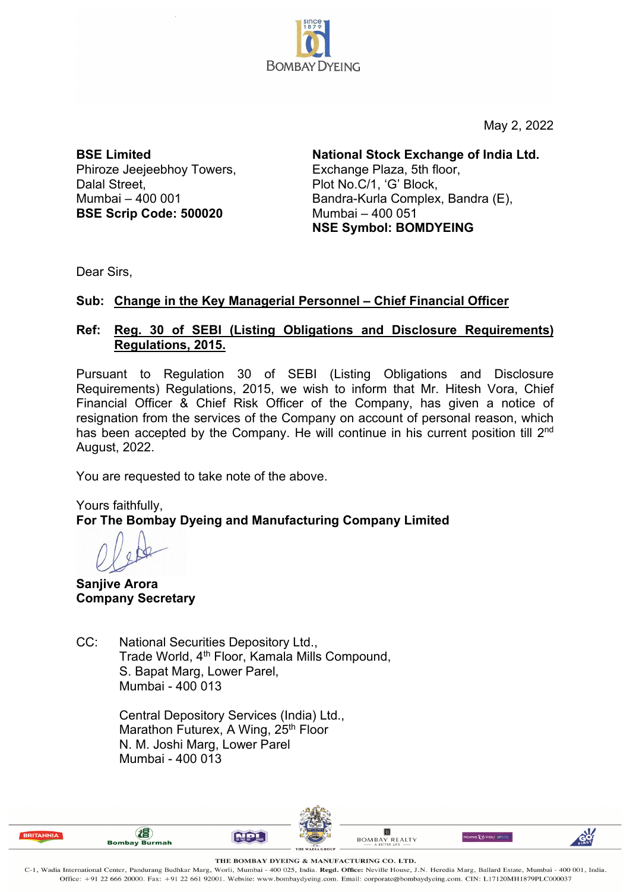BOMBAY DYEING

May 2, 2022

**BSE Limited**
Phiroze Jeejeebhoy Towers,
Dalal Street,
Mumbai – 400 001
**BSE Scrip Code: 500020**

**National Stock Exchange of India Ltd.**
Exchange Plaza, 5th floor,
Plot No.C/1, 'G' Block,
Bandra-Kurla Complex, Bandra (E),
Mumbai – 400 051
**NSE Symbol: BOMDYEING**

Dear Sirs,

**Sub: Change in the Key Managerial Personnel – Chief Financial Officer**

**Ref: Reg. 30 of SEBI (Listing Obligations and Disclosure Requirements) Regulations, 2015.**

Pursuant to Regulation 30 of SEBI (Listing Obligations and Disclosure Requirements) Regulations, 2015, we wish to inform that Mr. Hitesh Vora, Chief Financial Officer & Chief Risk Officer of the Company, has given a notice of resignation from the services of the Company on account of personal reason, which has been accepted by the Company. He will continue in his current position till 2nd August, 2022.

You are requested to take note of the above.

Yours faithfully,
**For The Bombay Dyeing and Manufacturing Company Limited**

**Sanjive Arora**
**Company Secretary**

CC: National Securities Depository Ltd.,
Trade World, 4th Floor, Kamala Mills Compound,
S. Bapat Marg, Lower Parel,
Mumbai - 400 013

Central Depository Services (India) Ltd.,
Marathon Futurex, A Wing, 25th Floor
N. M. Joshi Marg, Lower Parel
Mumbai - 400 013

THE BOMBAY DYEING & MANUFACTURING CO. LTD.
C-1, Wadia International Center, Pandurang Budhkar Marg, Worli, Mumbai - 400 025, India. **Regd. Office:** Neville House, J.N. Heredia Marg, Ballard Estate, Mumbai - 400 001, India.
Office: +91 22 666 20000. Fax: +91 22 661 92001. Website: www.bombaydyeing.com. Email: corporate@bombaydyeing.com. CIN: L17120MH1879PLC000037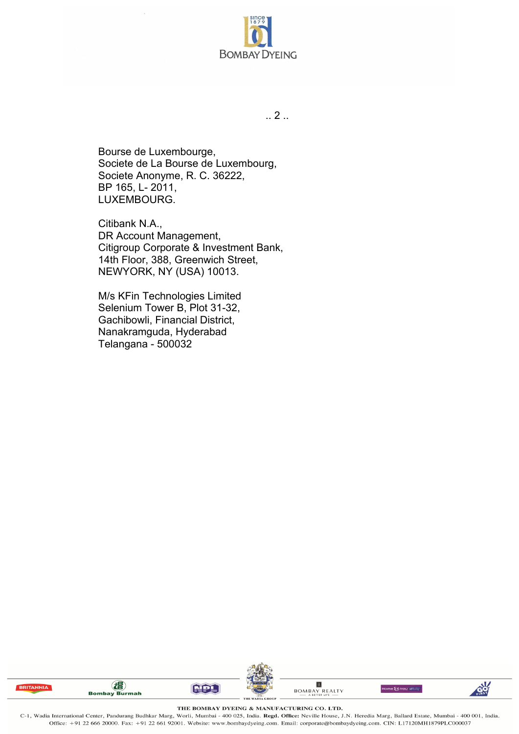Bourse de Luxembourge,
Societe de La Bourse de Luxembourg,
Societe Anonyme, R. C. 36222,
BP 165, L- 2011,
LUXEMBOURG.

Citibank N.A.,
DR Account Management,
Citigroup Corporate & Investment Bank,
14th Floor, 388, Greenwich Street,
NEWYORK, NY (USA) 10013.

M/s KFin Technologies Limited
Selenium Tower B, Plot 31-32,
Gachibowli, Financial District,
Nanakramguda, Hyderabad
Telangana - 500032